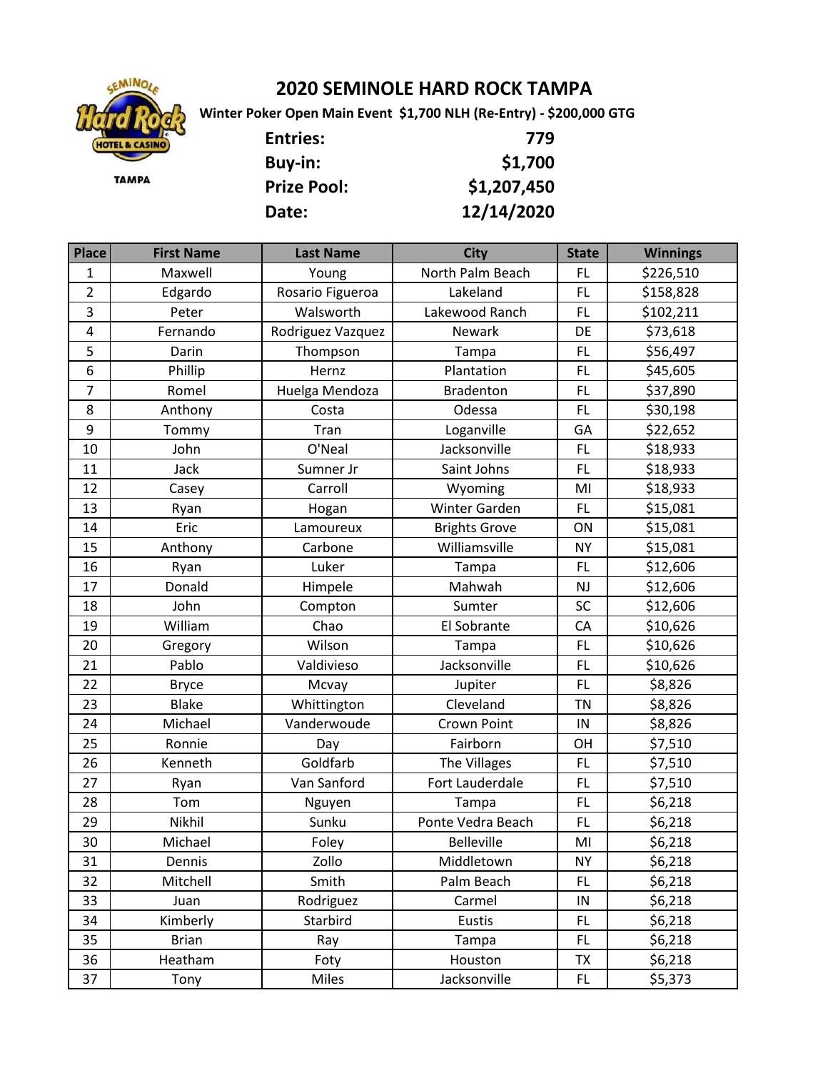# 2020 SEMINOLE HARD ROCK TAMPA

**Winter Poker Open Main Event $1,700 NLH (Re-Entry) - $200,000 GTG**

| | |
|---|---|
| **Entries:** | **779** |
| **Buy-in:** | **$1,700** |
| **Prize Pool:** | **$1,207,450** |
| **Date:** | **12/14/2020** |

| Place | First Name | Last Name | City | State | Winnings |
|---|---|---|---|---|---|
| 1 | Maxwell | Young | North Palm Beach | FL | $226,510 |
| 2 | Edgardo | Rosario Figueroa | Lakeland | FL | $158,828 |
| 3 | Peter | Walsworth | Lakewood Ranch | FL | $102,211 |
| 4 | Fernando | Rodriguez Vazquez | Newark | DE | $73,618 |
| 5 | Darin | Thompson | Tampa | FL | $56,497 |
| 6 | Phillip | Hernz | Plantation | FL | $45,605 |
| 7 | Romel | Huelga Mendoza | Bradenton | FL | $37,890 |
| 8 | Anthony | Costa | Odessa | FL | $30,198 |
| 9 | Tommy | Tran | Loganville | GA | $22,652 |
| 10 | John | O'Neal | Jacksonville | FL | $18,933 |
| 11 | Jack | Sumner Jr | Saint Johns | FL | $18,933 |
| 12 | Casey | Carroll | Wyoming | MI | $18,933 |
| 13 | Ryan | Hogan | Winter Garden | FL | $15,081 |
| 14 | Eric | Lamoureux | Brights Grove | ON | $15,081 |
| 15 | Anthony | Carbone | Williamsville | NY | $15,081 |
| 16 | Ryan | Luker | Tampa | FL | $12,606 |
| 17 | Donald | Himpele | Mahwah | NJ | $12,606 |
| 18 | John | Compton | Sumter | SC | $12,606 |
| 19 | William | Chao | El Sobrante | CA | $10,626 |
| 20 | Gregory | Wilson | Tampa | FL | $10,626 |
| 21 | Pablo | Valdivieso | Jacksonville | FL | $10,626 |
| 22 | Bryce | Mcvay | Jupiter | FL | $8,826 |
| 23 | Blake | Whittington | Cleveland | TN | $8,826 |
| 24 | Michael | Vanderwoude | Crown Point | IN | $8,826 |
| 25 | Ronnie | Day | Fairborn | OH | $7,510 |
| 26 | Kenneth | Goldfarb | The Villages | FL | $7,510 |
| 27 | Ryan | Van Sanford | Fort Lauderdale | FL | $7,510 |
| 28 | Tom | Nguyen | Tampa | FL | $6,218 |
| 29 | Nikhil | Sunku | Ponte Vedra Beach | FL | $6,218 |
| 30 | Michael | Foley | Belleville | MI | $6,218 |
| 31 | Dennis | Zollo | Middletown | NY | $6,218 |
| 32 | Mitchell | Smith | Palm Beach | FL | $6,218 |
| 33 | Juan | Rodriguez | Carmel | IN | $6,218 |
| 34 | Kimberly | Starbird | Eustis | FL | $6,218 |
| 35 | Brian | Ray | Tampa | FL | $6,218 |
| 36 | Heatham | Foty | Houston | TX | $6,218 |
| 37 | Tony | Miles | Jacksonville | FL | $5,373 |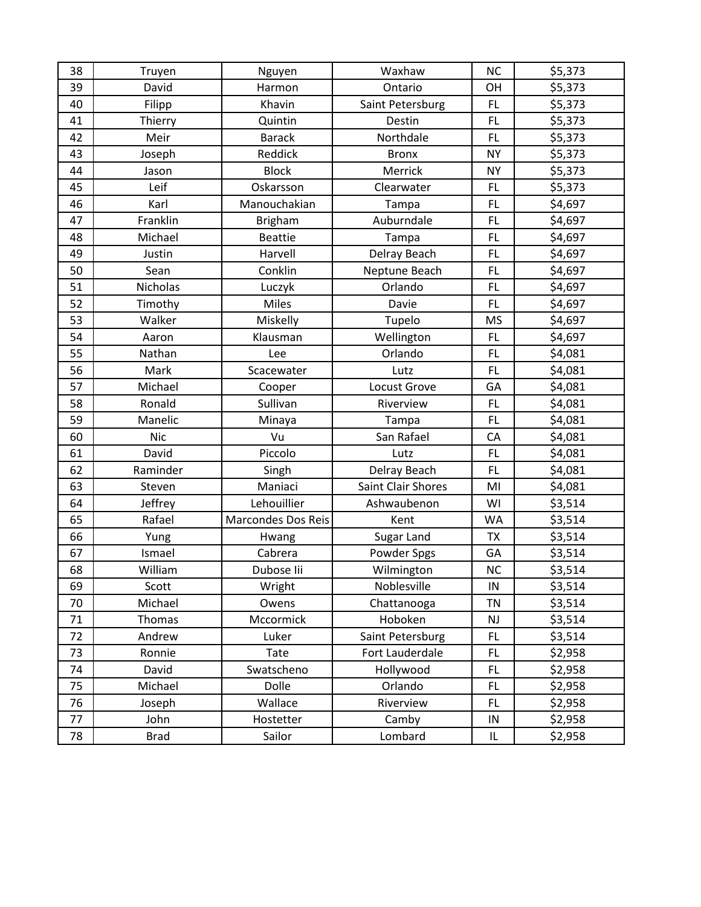| | | | | | |
|---|---|---|---|---|---|
| 38 | Truyen | Nguyen | Waxhaw | NC | $5,373 |
| 39 | David | Harmon | Ontario | OH | $5,373 |
| 40 | Filipp | Khavin | Saint Petersburg | FL | $5,373 |
| 41 | Thierry | Quintin | Destin | FL | $5,373 |
| 42 | Meir | Barack | Northdale | FL | $5,373 |
| 43 | Joseph | Reddick | Bronx | NY | $5,373 |
| 44 | Jason | Block | Merrick | NY | $5,373 |
| 45 | Leif | Oskarsson | Clearwater | FL | $5,373 |
| 46 | Karl | Manouchakian | Tampa | FL | $4,697 |
| 47 | Franklin | Brigham | Auburndale | FL | $4,697 |
| 48 | Michael | Beattie | Tampa | FL | $4,697 |
| 49 | Justin | Harvell | Delray Beach | FL | $4,697 |
| 50 | Sean | Conklin | Neptune Beach | FL | $4,697 |
| 51 | Nicholas | Luczyk | Orlando | FL | $4,697 |
| 52 | Timothy | Miles | Davie | FL | $4,697 |
| 53 | Walker | Miskelly | Tupelo | MS | $4,697 |
| 54 | Aaron | Klausman | Wellington | FL | $4,697 |
| 55 | Nathan | Lee | Orlando | FL | $4,081 |
| 56 | Mark | Scacewater | Lutz | FL | $4,081 |
| 57 | Michael | Cooper | Locust Grove | GA | $4,081 |
| 58 | Ronald | Sullivan | Riverview | FL | $4,081 |
| 59 | Manelic | Minaya | Tampa | FL | $4,081 |
| 60 | Nic | Vu | San Rafael | CA | $4,081 |
| 61 | David | Piccolo | Lutz | FL | $4,081 |
| 62 | Raminder | Singh | Delray Beach | FL | $4,081 |
| 63 | Steven | Maniaci | Saint Clair Shores | MI | $4,081 |
| 64 | Jeffrey | Lehouillier | Ashwaubenon | WI | $3,514 |
| 65 | Rafael | Marcondes Dos Reis | Kent | WA | $3,514 |
| 66 | Yung | Hwang | Sugar Land | TX | $3,514 |
| 67 | Ismael | Cabrera | Powder Spgs | GA | $3,514 |
| 68 | William | Dubose Iii | Wilmington | NC | $3,514 |
| 69 | Scott | Wright | Noblesville | IN | $3,514 |
| 70 | Michael | Owens | Chattanooga | TN | $3,514 |
| 71 | Thomas | Mccormick | Hoboken | NJ | $3,514 |
| 72 | Andrew | Luker | Saint Petersburg | FL | $3,514 |
| 73 | Ronnie | Tate | Fort Lauderdale | FL | $2,958 |
| 74 | David | Swatscheno | Hollywood | FL | $2,958 |
| 75 | Michael | Dolle | Orlando | FL | $2,958 |
| 76 | Joseph | Wallace | Riverview | FL | $2,958 |
| 77 | John | Hostetter | Camby | IN | $2,958 |
| 78 | Brad | Sailor | Lombard | IL | $2,958 |